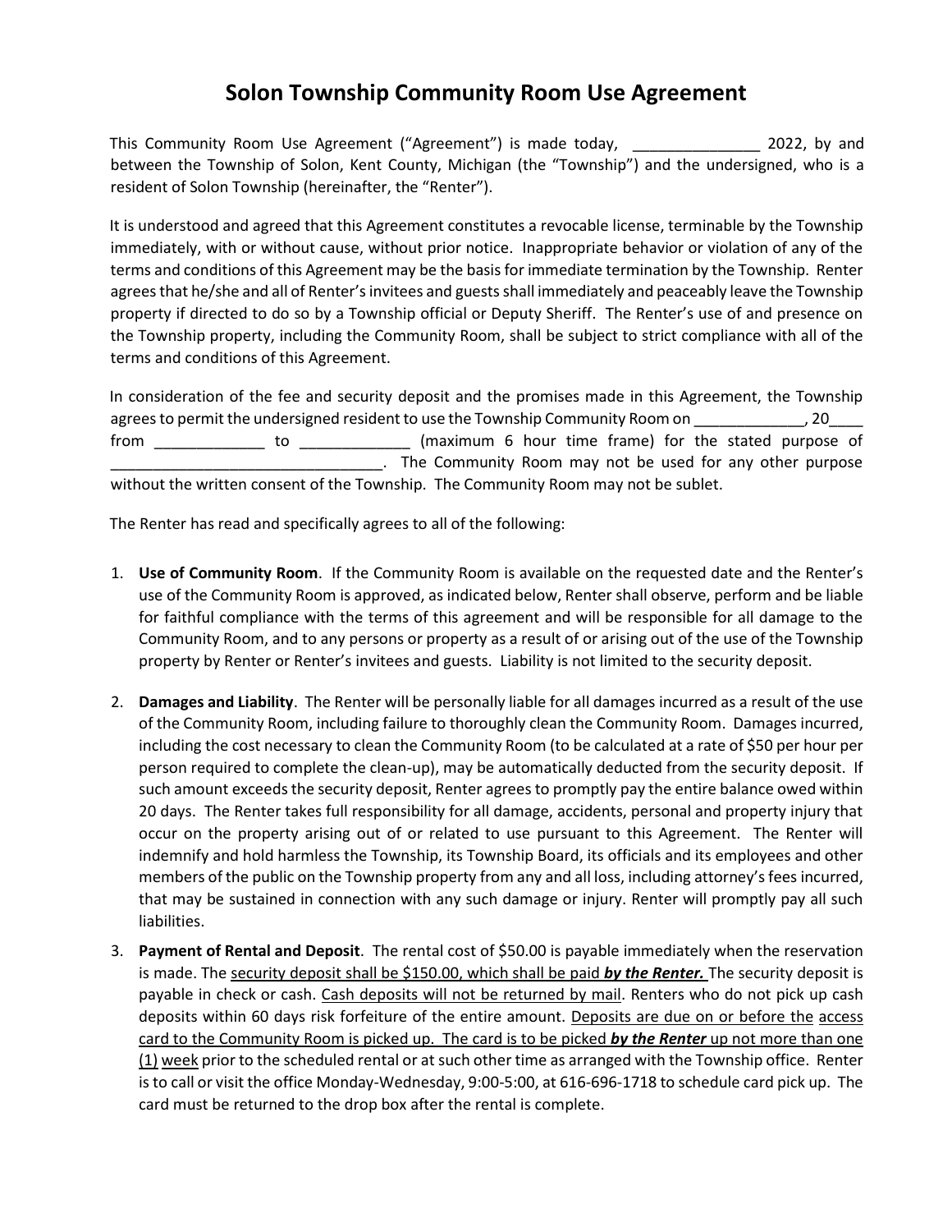# Solon Township Community Room Use Agreement

This Community Room Use Agreement ("Agreement") is made today, _______________ 2022, by and between the Township of Solon, Kent County, Michigan (the "Township") and the undersigned, who is a resident of Solon Township (hereinafter, the "Renter").

It is understood and agreed that this Agreement constitutes a revocable license, terminable by the Township immediately, with or without cause, without prior notice. Inappropriate behavior or violation of any of the terms and conditions of this Agreement may be the basis for immediate termination by the Township. Renter agrees that he/she and all of Renter's invitees and guests shall immediately and peaceably leave the Township property if directed to do so by a Township official or Deputy Sheriff. The Renter's use of and presence on the Township property, including the Community Room, shall be subject to strict compliance with all of the terms and conditions of this Agreement.

In consideration of the fee and security deposit and the promises made in this Agreement, the Township agrees to permit the undersigned resident to use the Township Community Room on _____________, 20____ from _____________ to _____________ (maximum 6 hour time frame) for the stated purpose of ________________________________. The Community Room may not be used for any other purpose without the written consent of the Township. The Community Room may not be sublet.

The Renter has read and specifically agrees to all of the following:

1. **Use of Community Room**. If the Community Room is available on the requested date and the Renter's use of the Community Room is approved, as indicated below, Renter shall observe, perform and be liable for faithful compliance with the terms of this agreement and will be responsible for all damage to the Community Room, and to any persons or property as a result of or arising out of the use of the Township property by Renter or Renter's invitees and guests. Liability is not limited to the security deposit.

2. **Damages and Liability**. The Renter will be personally liable for all damages incurred as a result of the use of the Community Room, including failure to thoroughly clean the Community Room. Damages incurred, including the cost necessary to clean the Community Room (to be calculated at a rate of $50 per hour per person required to complete the clean-up), may be automatically deducted from the security deposit. If such amount exceeds the security deposit, Renter agrees to promptly pay the entire balance owed within 20 days. The Renter takes full responsibility for all damage, accidents, personal and property injury that occur on the property arising out of or related to use pursuant to this Agreement. The Renter will indemnify and hold harmless the Township, its Township Board, its officials and its employees and other members of the public on the Township property from any and all loss, including attorney's fees incurred, that may be sustained in connection with any such damage or injury. Renter will promptly pay all such liabilities.

3. **Payment of Rental and Deposit**. The rental cost of $50.00 is payable immediately when the reservation is made. The <u>security deposit shall be $150.00, which shall be paid ***by the Renter.***</u> The security deposit is payable in check or cash. <u>Cash deposits will not be returned by mail</u>. Renters who do not pick up cash deposits within 60 days risk forfeiture of the entire amount. <u>Deposits are due on or before the access card to the Community Room is picked up. The card is to be picked ***by the Renter*** up not more than one (1) week</u> prior to the scheduled rental or at such other time as arranged with the Township office. Renter is to call or visit the office Monday-Wednesday, 9:00-5:00, at 616-696-1718 to schedule card pick up. The card must be returned to the drop box after the rental is complete.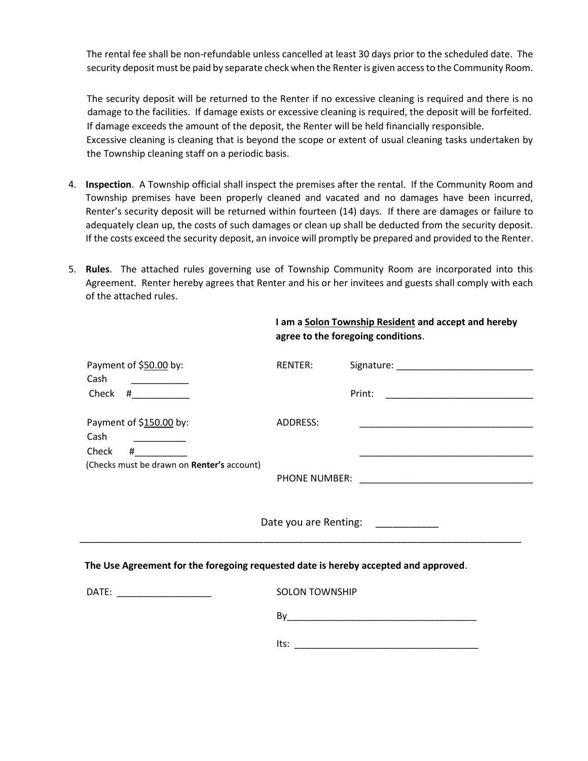The rental fee shall be non-refundable unless cancelled at least 30 days prior to the scheduled date. The security deposit must be paid by separate check when the Renter is given access to the Community Room.

The security deposit will be returned to the Renter if no excessive cleaning is required and there is no damage to the facilities. If damage exists or excessive cleaning is required, the deposit will be forfeited. If damage exceeds the amount of the deposit, the Renter will be held financially responsible. Excessive cleaning is cleaning that is beyond the scope or extent of usual cleaning tasks undertaken by the Township cleaning staff on a periodic basis.

4. **Inspection**. A Township official shall inspect the premises after the rental. If the Community Room and Township premises have been properly cleaned and vacated and no damages have been incurred, Renter's security deposit will be returned within fourteen (14) days. If there are damages or failure to adequately clean up, the costs of such damages or clean up shall be deducted from the security deposit. If the costs exceed the security deposit, an invoice will promptly be prepared and provided to the Renter.

5. **Rules**. The attached rules governing use of Township Community Room are incorporated into this Agreement. Renter hereby agrees that Renter and his or her invitees and guests shall comply with each of the attached rules.

**I am a Solon Township Resident and accept and hereby agree to the foregoing conditions**.

Payment of $50.00 by:
Cash ___________
Check #___________

RENTER: Signature: ___________________________

Print: ___________________________

Payment of $150.00 by:
Cash __________
Check #__________
(Checks must be drawn on **Renter's** account)

ADDRESS: ___________________________

___________________________

PHONE NUMBER: ___________________________

Date you are Renting: ___________

---

**The Use Agreement for the foregoing requested date is hereby accepted and approved**.

DATE: __________________

SOLON TOWNSHIP

By_____________________________________

Its: ____________________________________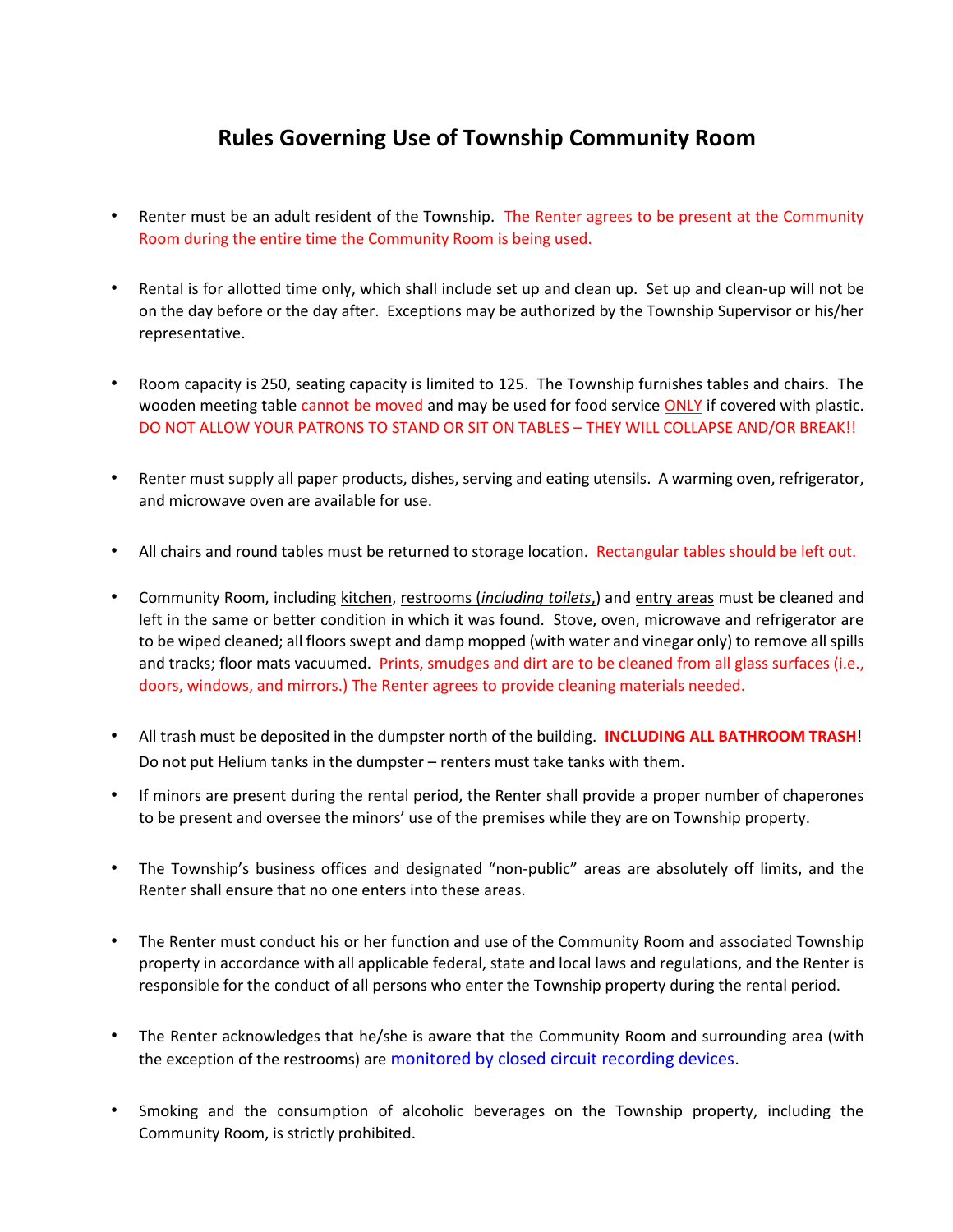# Rules Governing Use of Township Community Room

- Renter must be an adult resident of the Township. The Renter agrees to be present at the Community Room during the entire time the Community Room is being used.

- Rental is for allotted time only, which shall include set up and clean up. Set up and clean-up will not be on the day before or the day after. Exceptions may be authorized by the Township Supervisor or his/her representative.

- Room capacity is 250, seating capacity is limited to 125. The Township furnishes tables and chairs. The wooden meeting table cannot be moved and may be used for food service ONLY if covered with plastic. DO NOT ALLOW YOUR PATRONS TO STAND OR SIT ON TABLES – THEY WILL COLLAPSE AND/OR BREAK!!

- Renter must supply all paper products, dishes, serving and eating utensils. A warming oven, refrigerator, and microwave oven are available for use.

- All chairs and round tables must be returned to storage location. Rectangular tables should be left out.

- Community Room, including kitchen, restrooms (*including toilets*,) and entry areas must be cleaned and left in the same or better condition in which it was found. Stove, oven, microwave and refrigerator are to be wiped cleaned; all floors swept and damp mopped (with water and vinegar only) to remove all spills and tracks; floor mats vacuumed. Prints, smudges and dirt are to be cleaned from all glass surfaces (i.e., doors, windows, and mirrors.) The Renter agrees to provide cleaning materials needed.

- All trash must be deposited in the dumpster north of the building. **INCLUDING ALL BATHROOM TRASH**! Do not put Helium tanks in the dumpster – renters must take tanks with them.

- If minors are present during the rental period, the Renter shall provide a proper number of chaperones to be present and oversee the minors' use of the premises while they are on Township property.

- The Township's business offices and designated "non-public" areas are absolutely off limits, and the Renter shall ensure that no one enters into these areas.

- The Renter must conduct his or her function and use of the Community Room and associated Township property in accordance with all applicable federal, state and local laws and regulations, and the Renter is responsible for the conduct of all persons who enter the Township property during the rental period.

- The Renter acknowledges that he/she is aware that the Community Room and surrounding area (with the exception of the restrooms) are monitored by closed circuit recording devices.

- Smoking and the consumption of alcoholic beverages on the Township property, including the Community Room, is strictly prohibited.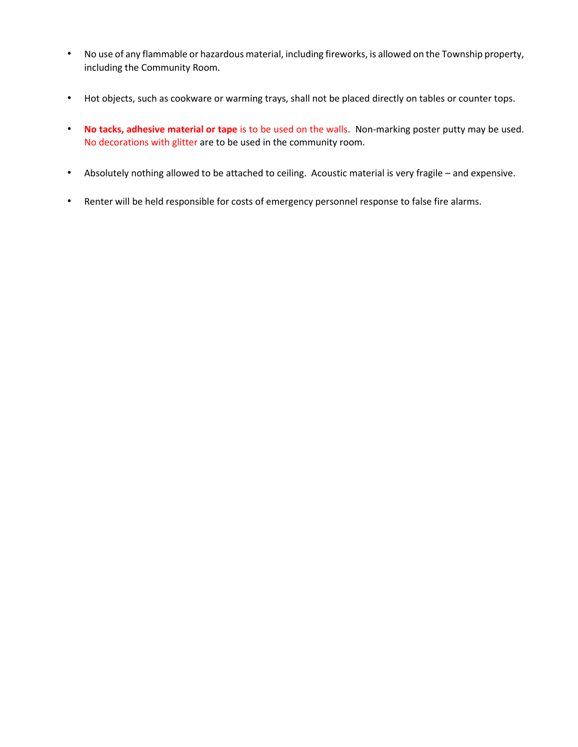- No use of any flammable or hazardous material, including fireworks, is allowed on the Township property, including the Community Room.

- Hot objects, such as cookware or warming trays, shall not be placed directly on tables or counter tops.

- **No tacks, adhesive material or tape** is to be used on the walls. Non-marking poster putty may be used. No decorations with glitter are to be used in the community room.

- Absolutely nothing allowed to be attached to ceiling. Acoustic material is very fragile – and expensive.

- Renter will be held responsible for costs of emergency personnel response to false fire alarms.